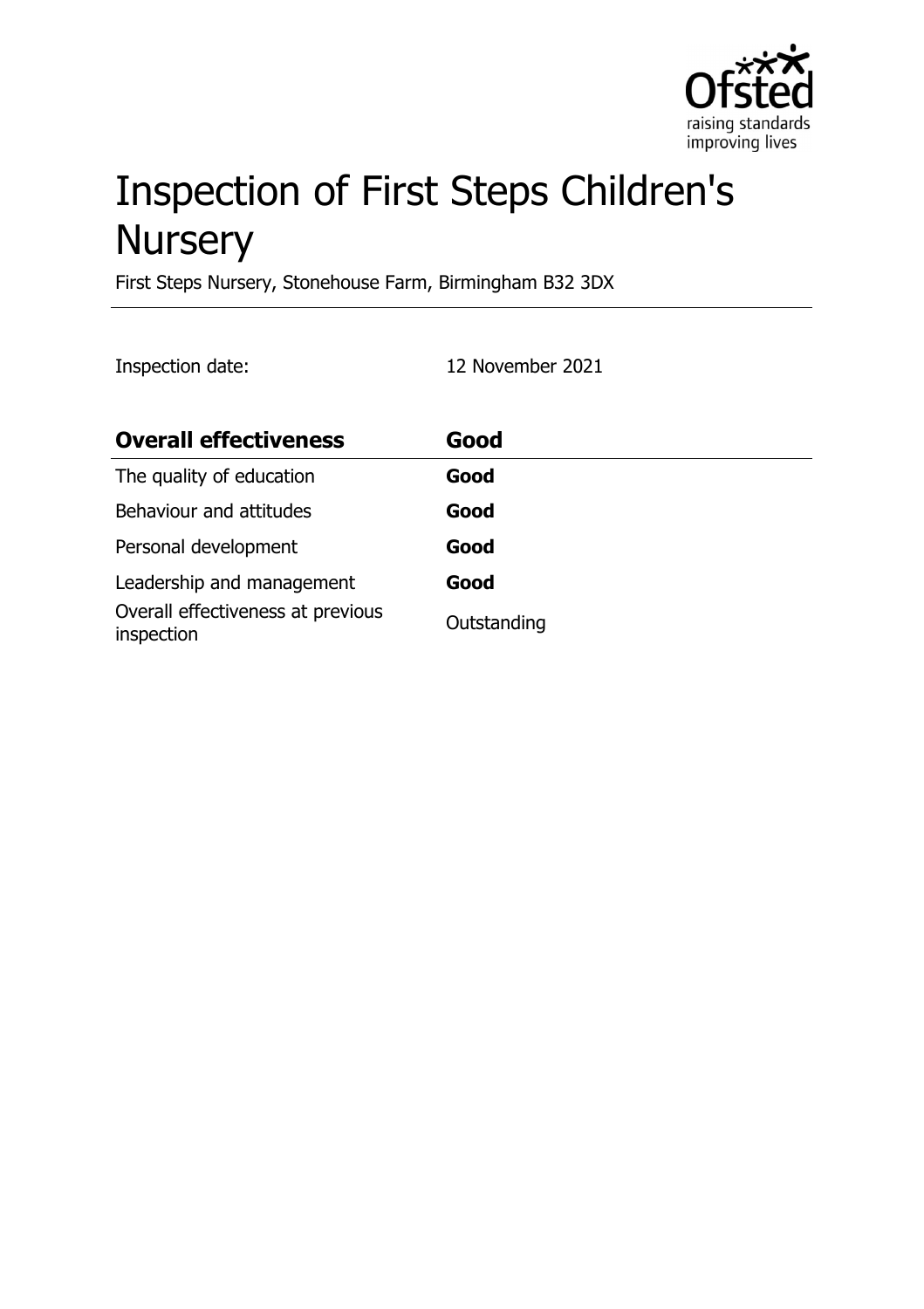# Inspection of First Steps Children's Nursery

First Steps Nursery, Stonehouse Farm, Birmingham B32 3DX

Inspection date: 12 November 2021

| **Overall effectiveness** | **Good** |
| --- | --- |
| The quality of education | **Good** |
| Behaviour and attitudes | **Good** |
| Personal development | **Good** |
| Leadership and management | **Good** |
| Overall effectiveness at previous inspection | Outstanding |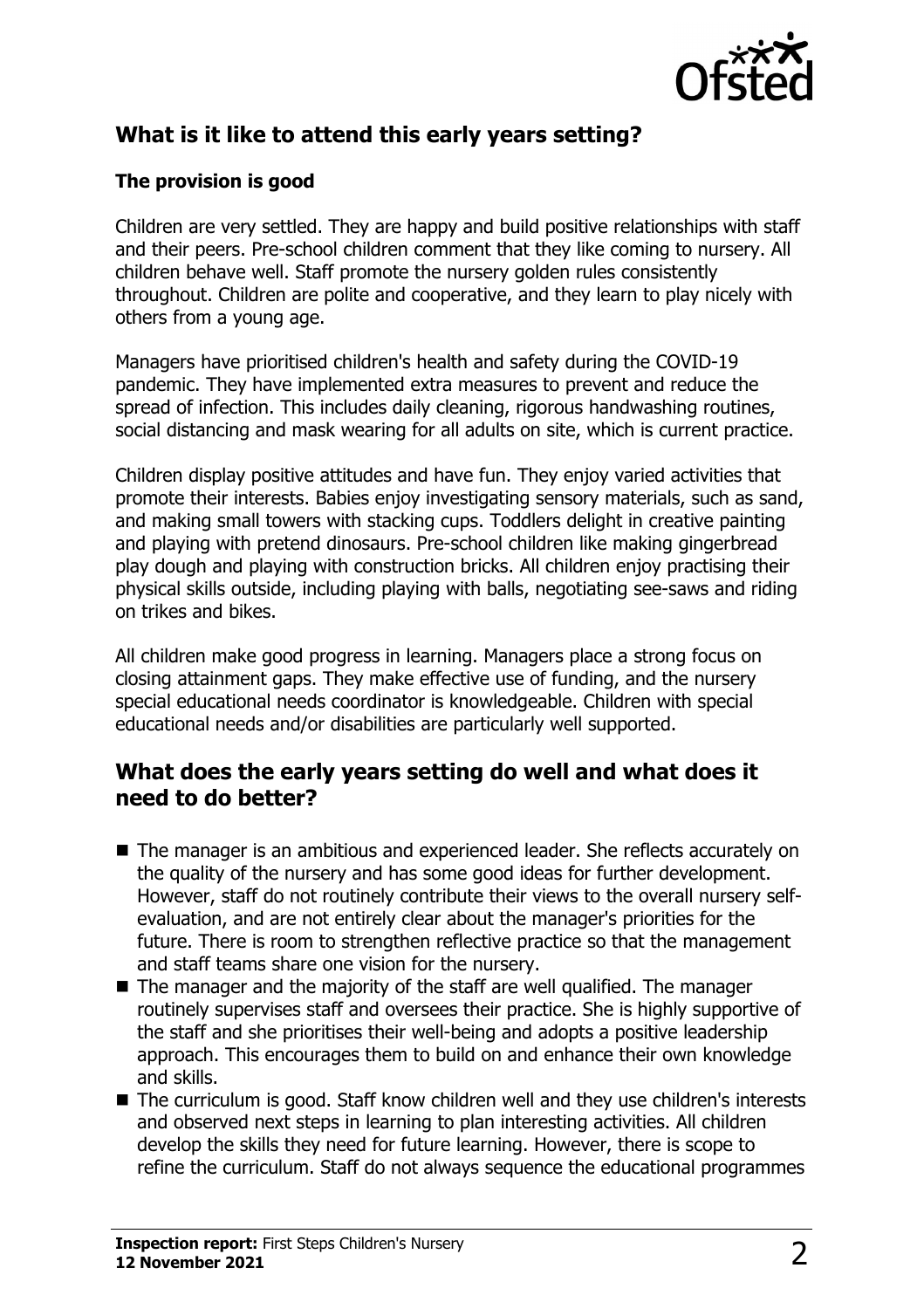## What is it like to attend this early years setting?

### The provision is good

Children are very settled. They are happy and build positive relationships with staff and their peers. Pre-school children comment that they like coming to nursery. All children behave well. Staff promote the nursery golden rules consistently throughout. Children are polite and cooperative, and they learn to play nicely with others from a young age.

Managers have prioritised children's health and safety during the COVID-19 pandemic. They have implemented extra measures to prevent and reduce the spread of infection. This includes daily cleaning, rigorous handwashing routines, social distancing and mask wearing for all adults on site, which is current practice.

Children display positive attitudes and have fun. They enjoy varied activities that promote their interests. Babies enjoy investigating sensory materials, such as sand, and making small towers with stacking cups. Toddlers delight in creative painting and playing with pretend dinosaurs. Pre-school children like making gingerbread play dough and playing with construction bricks. All children enjoy practising their physical skills outside, including playing with balls, negotiating see-saws and riding on trikes and bikes.

All children make good progress in learning. Managers place a strong focus on closing attainment gaps. They make effective use of funding, and the nursery special educational needs coordinator is knowledgeable. Children with special educational needs and/or disabilities are particularly well supported.

## What does the early years setting do well and what does it need to do better?

- The manager is an ambitious and experienced leader. She reflects accurately on the quality of the nursery and has some good ideas for further development. However, staff do not routinely contribute their views to the overall nursery self-evaluation, and are not entirely clear about the manager's priorities for the future. There is room to strengthen reflective practice so that the management and staff teams share one vision for the nursery.
- The manager and the majority of the staff are well qualified. The manager routinely supervises staff and oversees their practice. She is highly supportive of the staff and she prioritises their well-being and adopts a positive leadership approach. This encourages them to build on and enhance their own knowledge and skills.
- The curriculum is good. Staff know children well and they use children's interests and observed next steps in learning to plan interesting activities. All children develop the skills they need for future learning. However, there is scope to refine the curriculum. Staff do not always sequence the educational programmes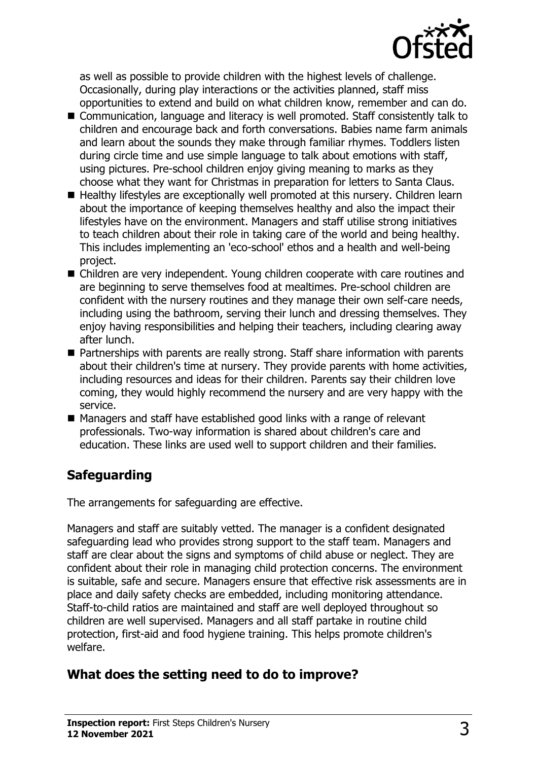as well as possible to provide children with the highest levels of challenge. Occasionally, during play interactions or the activities planned, staff miss opportunities to extend and build on what children know, remember and can do.

- Communication, language and literacy is well promoted. Staff consistently talk to children and encourage back and forth conversations. Babies name farm animals and learn about the sounds they make through familiar rhymes. Toddlers listen during circle time and use simple language to talk about emotions with staff, using pictures. Pre-school children enjoy giving meaning to marks as they choose what they want for Christmas in preparation for letters to Santa Claus.
- Healthy lifestyles are exceptionally well promoted at this nursery. Children learn about the importance of keeping themselves healthy and also the impact their lifestyles have on the environment. Managers and staff utilise strong initiatives to teach children about their role in taking care of the world and being healthy. This includes implementing an 'eco-school' ethos and a health and well-being project.
- Children are very independent. Young children cooperate with care routines and are beginning to serve themselves food at mealtimes. Pre-school children are confident with the nursery routines and they manage their own self-care needs, including using the bathroom, serving their lunch and dressing themselves. They enjoy having responsibilities and helping their teachers, including clearing away after lunch.
- Partnerships with parents are really strong. Staff share information with parents about their children's time at nursery. They provide parents with home activities, including resources and ideas for their children. Parents say their children love coming, they would highly recommend the nursery and are very happy with the service.
- Managers and staff have established good links with a range of relevant professionals. Two-way information is shared about children's care and education. These links are used well to support children and their families.

## Safeguarding

The arrangements for safeguarding are effective.

Managers and staff are suitably vetted. The manager is a confident designated safeguarding lead who provides strong support to the staff team. Managers and staff are clear about the signs and symptoms of child abuse or neglect. They are confident about their role in managing child protection concerns. The environment is suitable, safe and secure. Managers ensure that effective risk assessments are in place and daily safety checks are embedded, including monitoring attendance. Staff-to-child ratios are maintained and staff are well deployed throughout so children are well supervised. Managers and all staff partake in routine child protection, first-aid and food hygiene training. This helps promote children's welfare.

## What does the setting need to do to improve?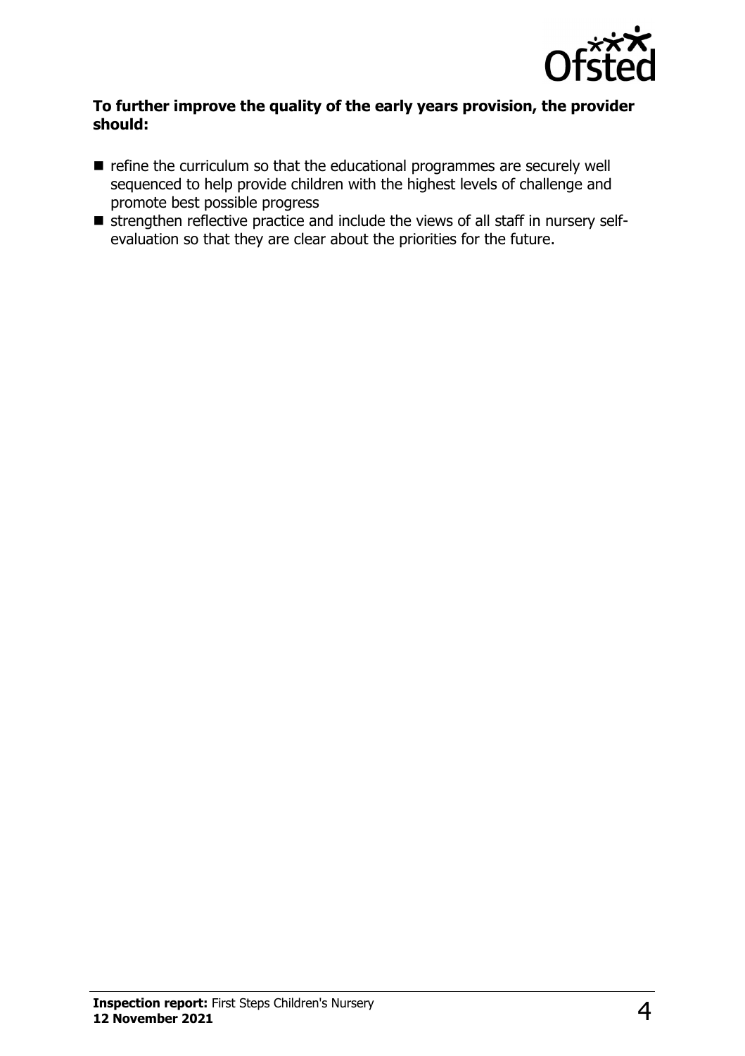**To further improve the quality of the early years provision, the provider should:**

- refine the curriculum so that the educational programmes are securely well sequenced to help provide children with the highest levels of challenge and promote best possible progress
- strengthen reflective practice and include the views of all staff in nursery self-evaluation so that they are clear about the priorities for the future.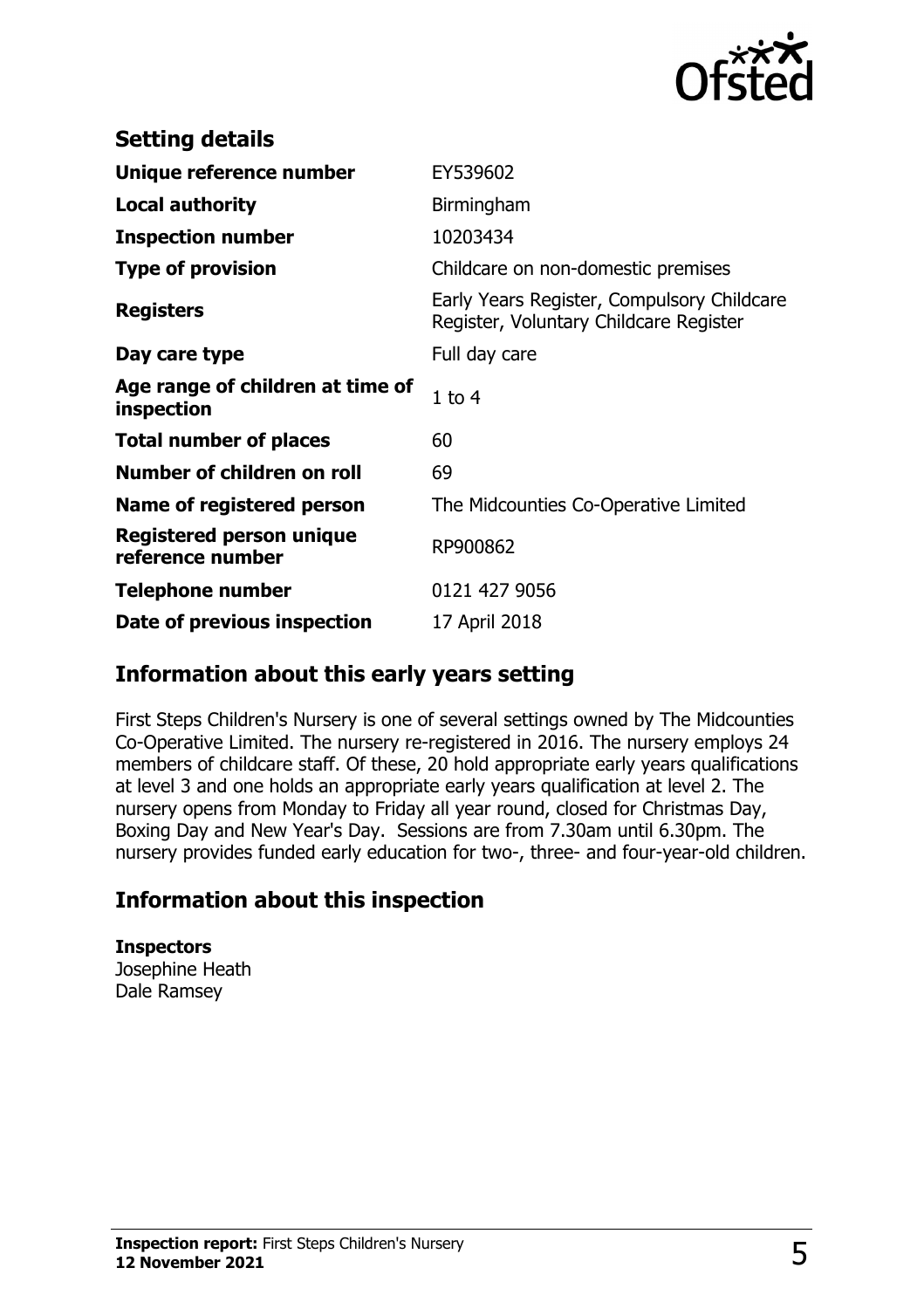## Setting details

| | |
|---|---|
| **Unique reference number** | EY539602 |
| **Local authority** | Birmingham |
| **Inspection number** | 10203434 |
| **Type of provision** | Childcare on non-domestic premises |
| **Registers** | Early Years Register, Compulsory Childcare Register, Voluntary Childcare Register |
| **Day care type** | Full day care |
| **Age range of children at time of inspection** | 1 to 4 |
| **Total number of places** | 60 |
| **Number of children on roll** | 69 |
| **Name of registered person** | The Midcounties Co-Operative Limited |
| **Registered person unique reference number** | RP900862 |
| **Telephone number** | 0121 427 9056 |
| **Date of previous inspection** | 17 April 2018 |

## Information about this early years setting

First Steps Children's Nursery is one of several settings owned by The Midcounties Co-Operative Limited. The nursery re-registered in 2016. The nursery employs 24 members of childcare staff. Of these, 20 hold appropriate early years qualifications at level 3 and one holds an appropriate early years qualification at level 2. The nursery opens from Monday to Friday all year round, closed for Christmas Day, Boxing Day and New Year's Day. Sessions are from 7.30am until 6.30pm. The nursery provides funded early education for two-, three- and four-year-old children.

## Information about this inspection

**Inspectors**
Josephine Heath
Dale Ramsey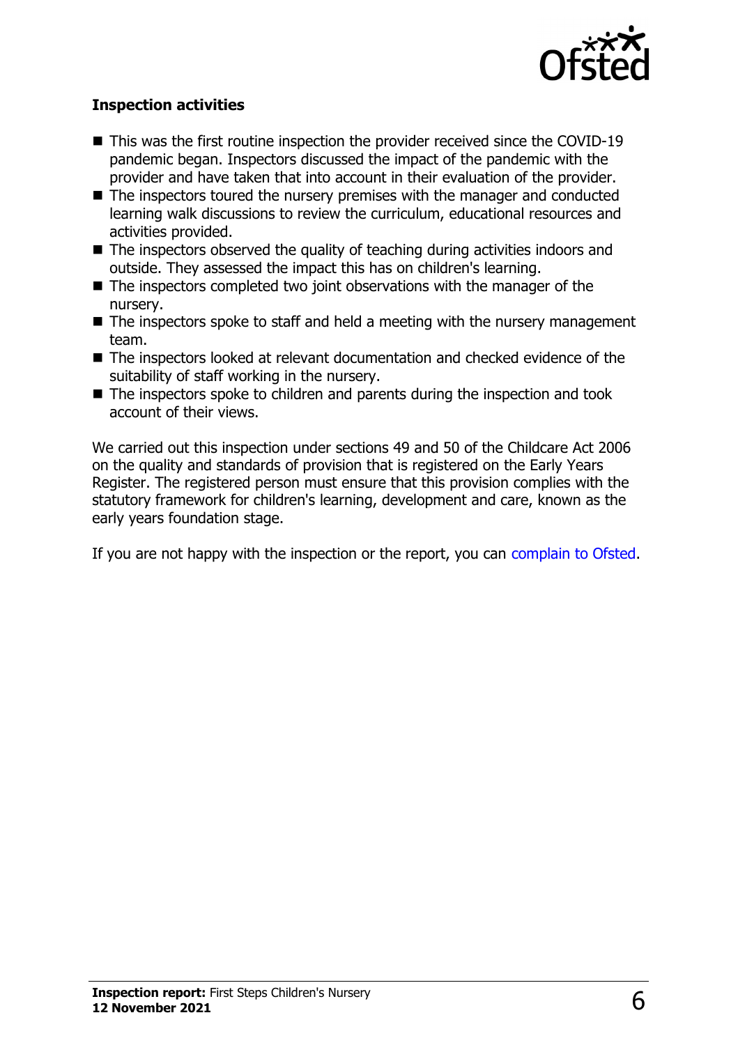### Inspection activities

- This was the first routine inspection the provider received since the COVID-19 pandemic began. Inspectors discussed the impact of the pandemic with the provider and have taken that into account in their evaluation of the provider.
- The inspectors toured the nursery premises with the manager and conducted learning walk discussions to review the curriculum, educational resources and activities provided.
- The inspectors observed the quality of teaching during activities indoors and outside. They assessed the impact this has on children's learning.
- The inspectors completed two joint observations with the manager of the nursery.
- The inspectors spoke to staff and held a meeting with the nursery management team.
- The inspectors looked at relevant documentation and checked evidence of the suitability of staff working in the nursery.
- The inspectors spoke to children and parents during the inspection and took account of their views.

We carried out this inspection under sections 49 and 50 of the Childcare Act 2006 on the quality and standards of provision that is registered on the Early Years Register. The registered person must ensure that this provision complies with the statutory framework for children's learning, development and care, known as the early years foundation stage.

If you are not happy with the inspection or the report, you can complain to Ofsted.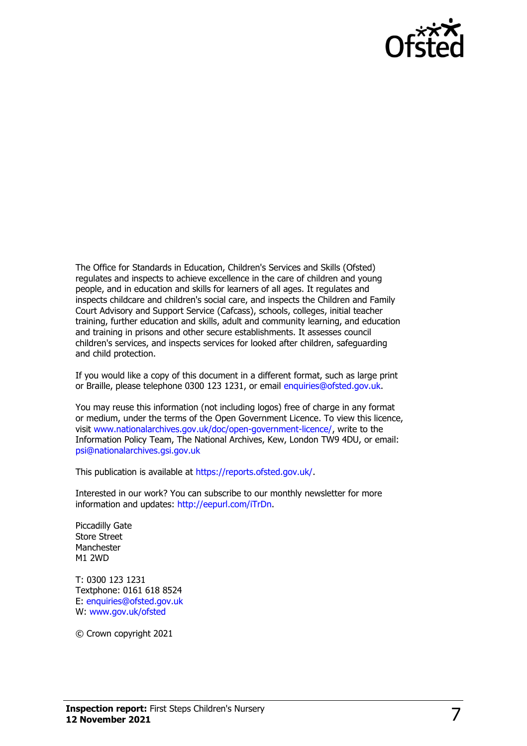The Office for Standards in Education, Children's Services and Skills (Ofsted) regulates and inspects to achieve excellence in the care of children and young people, and in education and skills for learners of all ages. It regulates and inspects childcare and children's social care, and inspects the Children and Family Court Advisory and Support Service (Cafcass), schools, colleges, initial teacher training, further education and skills, adult and community learning, and education and training in prisons and other secure establishments. It assesses council children's services, and inspects services for looked after children, safeguarding and child protection.

If you would like a copy of this document in a different format, such as large print or Braille, please telephone 0300 123 1231, or email enquiries@ofsted.gov.uk.

You may reuse this information (not including logos) free of charge in any format or medium, under the terms of the Open Government Licence. To view this licence, visit www.nationalarchives.gov.uk/doc/open-government-licence/, write to the Information Policy Team, The National Archives, Kew, London TW9 4DU, or email: psi@nationalarchives.gsi.gov.uk

This publication is available at https://reports.ofsted.gov.uk/.

Interested in our work? You can subscribe to our monthly newsletter for more information and updates: http://eepurl.com/iTrDn.

Piccadilly Gate  
Store Street  
Manchester  
M1 2WD

T: 0300 123 1231  
Textphone: 0161 618 8524  
E: enquiries@ofsted.gov.uk  
W: www.gov.uk/ofsted

© Crown copyright 2021